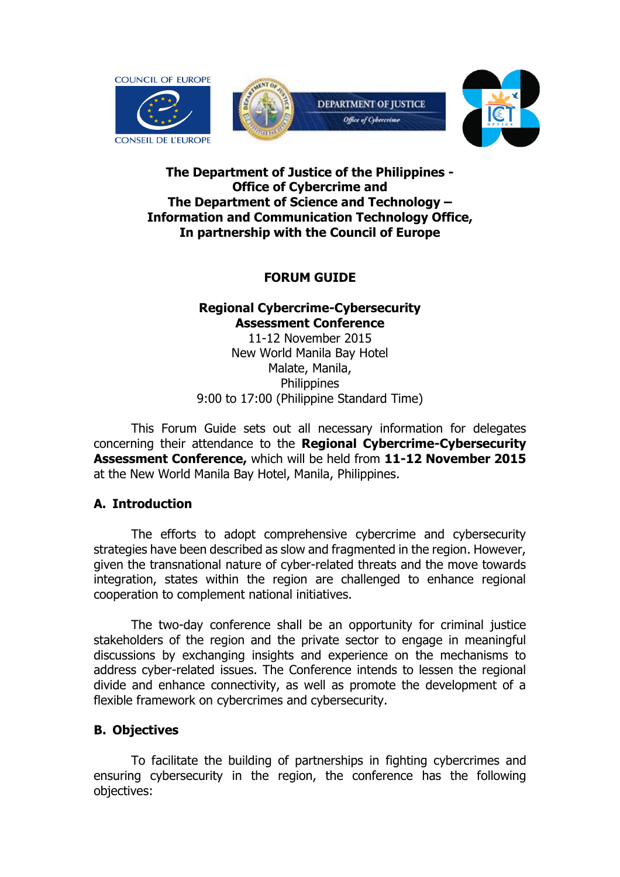**The Department of Justice of the Philippines - Office of Cybercrime and The Department of Science and Technology – Information and Communication Technology Office, In partnership with the Council of Europe**

# FORUM GUIDE

**Regional Cybercrime-Cybersecurity Assessment Conference**
11-12 November 2015
New World Manila Bay Hotel
Malate, Manila,
Philippines
9:00 to 17:00 (Philippine Standard Time)

This Forum Guide sets out all necessary information for delegates concerning their attendance to the **Regional Cybercrime-Cybersecurity Assessment Conference,** which will be held from **11-12 November 2015** at the New World Manila Bay Hotel, Manila, Philippines.

## A. Introduction

The efforts to adopt comprehensive cybercrime and cybersecurity strategies have been described as slow and fragmented in the region. However, given the transnational nature of cyber-related threats and the move towards integration, states within the region are challenged to enhance regional cooperation to complement national initiatives.

The two-day conference shall be an opportunity for criminal justice stakeholders of the region and the private sector to engage in meaningful discussions by exchanging insights and experience on the mechanisms to address cyber-related issues. The Conference intends to lessen the regional divide and enhance connectivity, as well as promote the development of a flexible framework on cybercrimes and cybersecurity.

## B. Objectives

To facilitate the building of partnerships in fighting cybercrimes and ensuring cybersecurity in the region, the conference has the following objectives: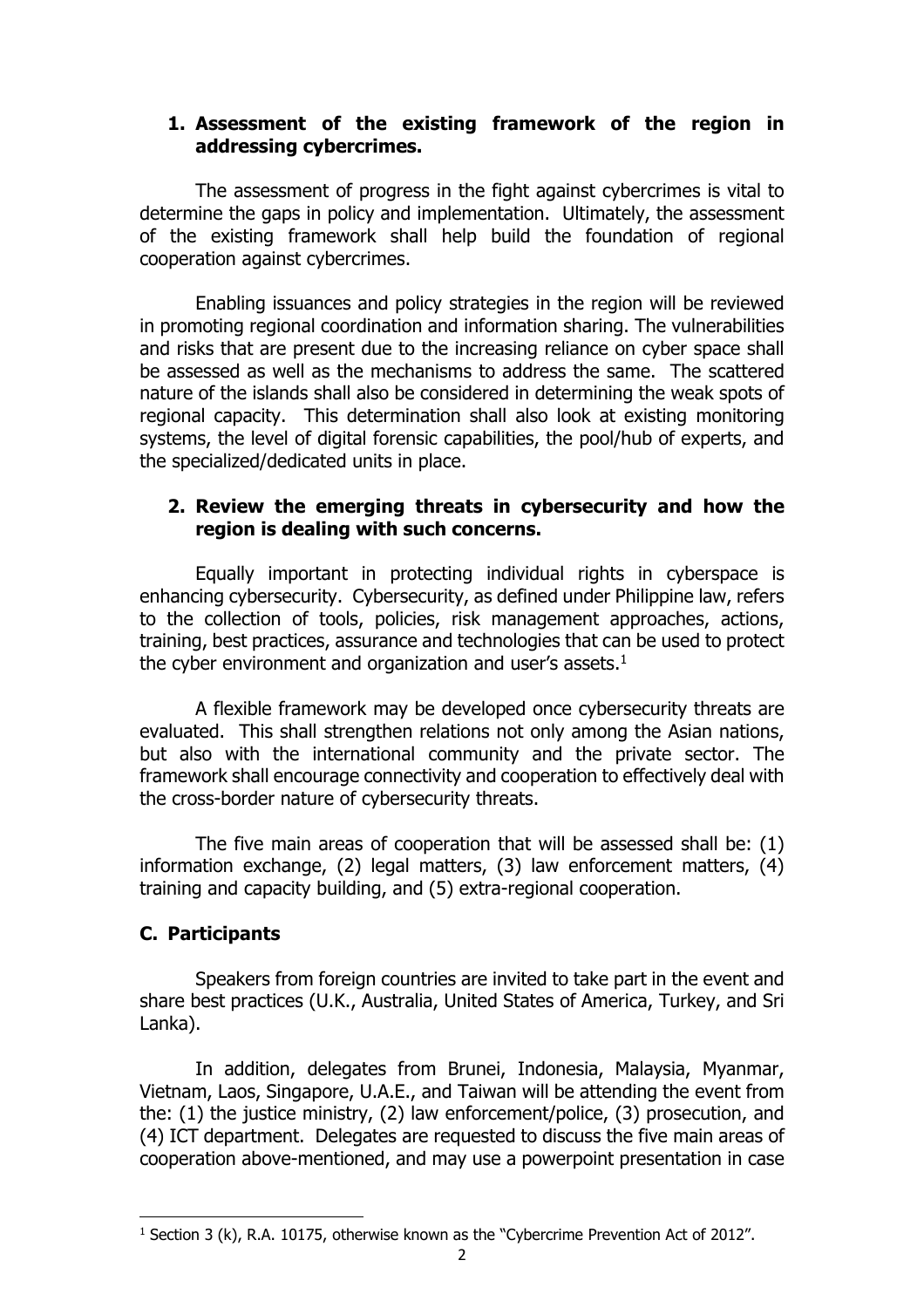1. **Assessment of the existing framework of the region in addressing cybercrimes.**

The assessment of progress in the fight against cybercrimes is vital to determine the gaps in policy and implementation. Ultimately, the assessment of the existing framework shall help build the foundation of regional cooperation against cybercrimes.

Enabling issuances and policy strategies in the region will be reviewed in promoting regional coordination and information sharing. The vulnerabilities and risks that are present due to the increasing reliance on cyber space shall be assessed as well as the mechanisms to address the same. The scattered nature of the islands shall also be considered in determining the weak spots of regional capacity. This determination shall also look at existing monitoring systems, the level of digital forensic capabilities, the pool/hub of experts, and the specialized/dedicated units in place.

2. **Review the emerging threats in cybersecurity and how the region is dealing with such concerns.**

Equally important in protecting individual rights in cyberspace is enhancing cybersecurity. Cybersecurity, as defined under Philippine law, refers to the collection of tools, policies, risk management approaches, actions, training, best practices, assurance and technologies that can be used to protect the cyber environment and organization and user's assets.[1]

A flexible framework may be developed once cybersecurity threats are evaluated. This shall strengthen relations not only among the Asian nations, but also with the international community and the private sector. The framework shall encourage connectivity and cooperation to effectively deal with the cross-border nature of cybersecurity threats.

The five main areas of cooperation that will be assessed shall be: (1) information exchange, (2) legal matters, (3) law enforcement matters, (4) training and capacity building, and (5) extra-regional cooperation.

## C. Participants

Speakers from foreign countries are invited to take part in the event and share best practices (U.K., Australia, United States of America, Turkey, and Sri Lanka).

In addition, delegates from Brunei, Indonesia, Malaysia, Myanmar, Vietnam, Laos, Singapore, U.A.E., and Taiwan will be attending the event from the: (1) the justice ministry, (2) law enforcement/police, (3) prosecution, and (4) ICT department. Delegates are requested to discuss the five main areas of cooperation above-mentioned, and may use a powerpoint presentation in case

---

[1] Section 3 (k), R.A. 10175, otherwise known as the "Cybercrime Prevention Act of 2012".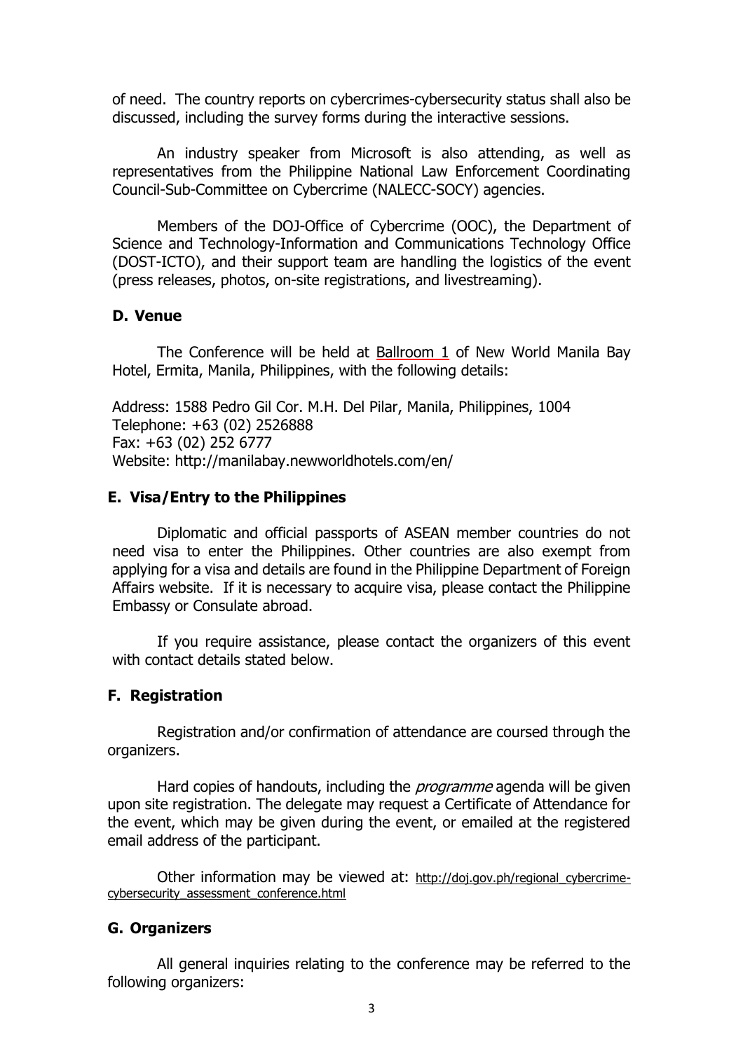of need. The country reports on cybercrimes-cybersecurity status shall also be discussed, including the survey forms during the interactive sessions.

An industry speaker from Microsoft is also attending, as well as representatives from the Philippine National Law Enforcement Coordinating Council-Sub-Committee on Cybercrime (NALECC-SOCY) agencies.

Members of the DOJ-Office of Cybercrime (OOC), the Department of Science and Technology-Information and Communications Technology Office (DOST-ICTO), and their support team are handling the logistics of the event (press releases, photos, on-site registrations, and livestreaming).

## D. Venue

The Conference will be held at Ballroom 1 of New World Manila Bay Hotel, Ermita, Manila, Philippines, with the following details:

Address: 1588 Pedro Gil Cor. M.H. Del Pilar, Manila, Philippines, 1004
Telephone: +63 (02) 2526888
Fax: +63 (02) 252 6777
Website: http://manilabay.newworldhotels.com/en/

## E. Visa/Entry to the Philippines

Diplomatic and official passports of ASEAN member countries do not need visa to enter the Philippines. Other countries are also exempt from applying for a visa and details are found in the Philippine Department of Foreign Affairs website. If it is necessary to acquire visa, please contact the Philippine Embassy or Consulate abroad.

If you require assistance, please contact the organizers of this event with contact details stated below.

## F. Registration

Registration and/or confirmation of attendance are coursed through the organizers.

Hard copies of handouts, including the *programme* agenda will be given upon site registration. The delegate may request a Certificate of Attendance for the event, which may be given during the event, or emailed at the registered email address of the participant.

Other information may be viewed at: http://doj.gov.ph/regional_cybercrime-cybersecurity_assessment_conference.html

## G. Organizers

All general inquiries relating to the conference may be referred to the following organizers: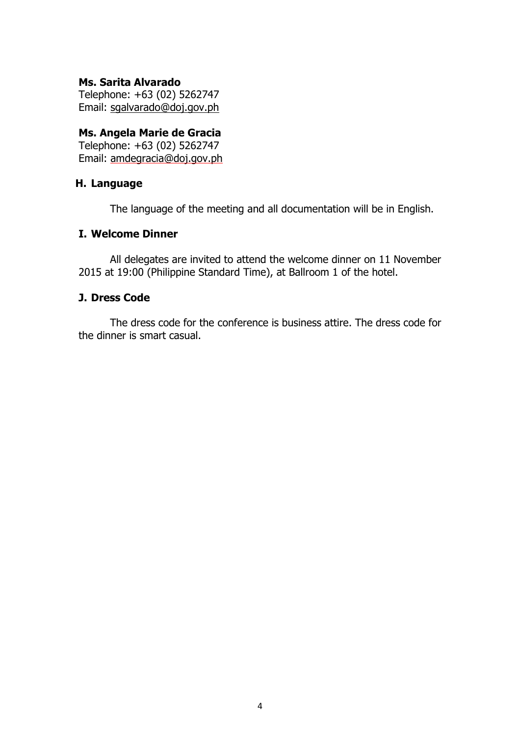**Ms. Sarita Alvarado**
Telephone: +63 (02) 5262747
Email: sgalvarado@doj.gov.ph

**Ms. Angela Marie de Gracia**
Telephone: +63 (02) 5262747
Email: amdegracia@doj.gov.ph

## H. Language

The language of the meeting and all documentation will be in English.

## I. Welcome Dinner

All delegates are invited to attend the welcome dinner on 11 November 2015 at 19:00 (Philippine Standard Time), at Ballroom 1 of the hotel.

## J. Dress Code

The dress code for the conference is business attire. The dress code for the dinner is smart casual.